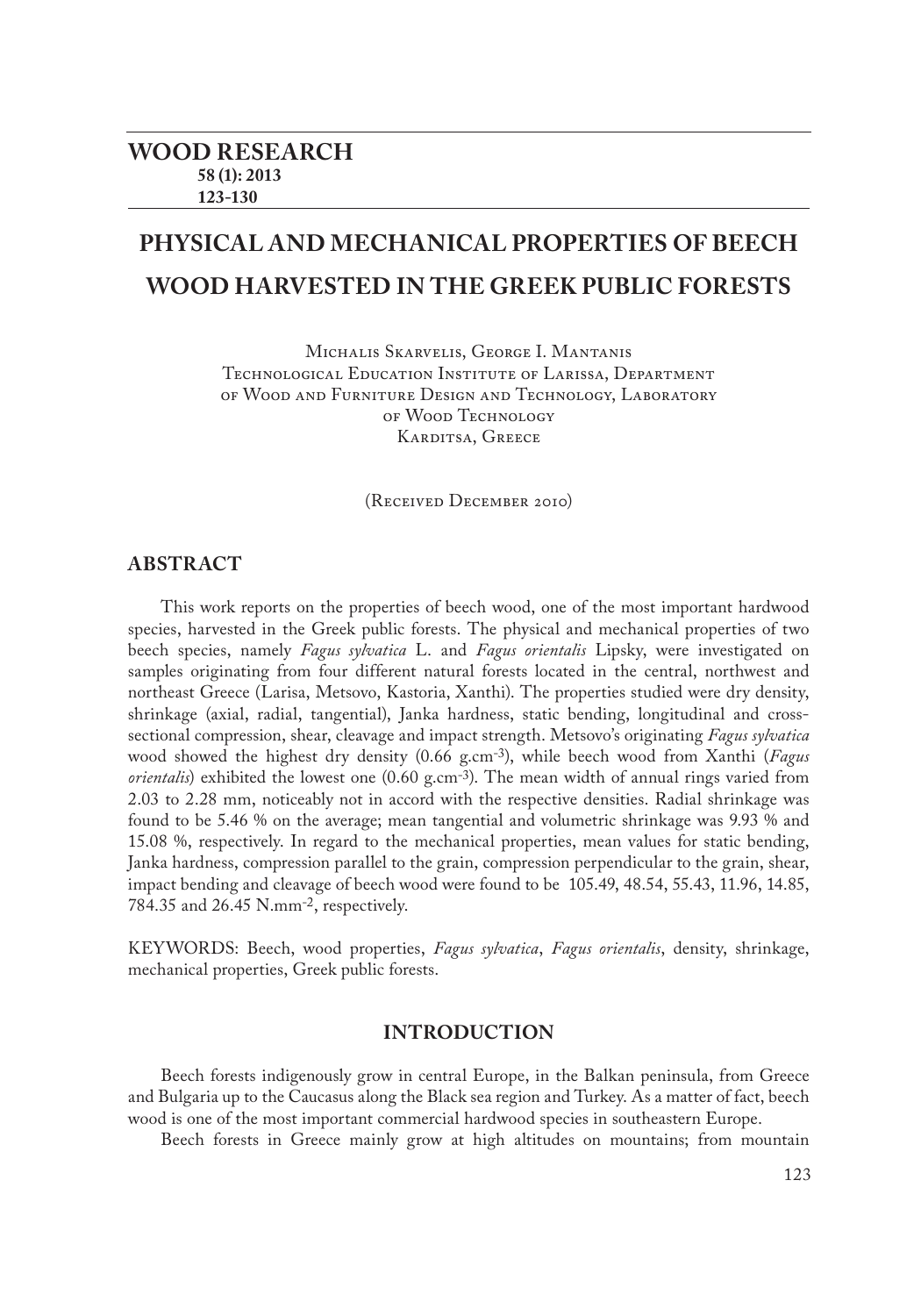# PHYSICAL AND MECHANICAL PROPERTIES OF BEECH WOOD HARVESTED IN THE GREEK PUBLIC FORESTS

Michalis Skarvelis, George I. Mantanis
Technological Education Institute of Larissa, Department of Wood and Furniture Design and Technology, Laboratory of Wood Technology
Karditsa, Greece

(Received December 2010)

## ABSTRACT

This work reports on the properties of beech wood, one of the most important hardwood species, harvested in the Greek public forests. The physical and mechanical properties of two beech species, namely *Fagus sylvatica* L. and *Fagus orientalis* Lipsky, were investigated on samples originating from four different natural forests located in the central, northwest and northeast Greece (Larisa, Metsovo, Kastoria, Xanthi). The properties studied were dry density, shrinkage (axial, radial, tangential), Janka hardness, static bending, longitudinal and cross-sectional compression, shear, cleavage and impact strength. Metsovo's originating *Fagus sylvatica* wood showed the highest dry density (0.66 g.cm$^{-3}$), while beech wood from Xanthi (*Fagus orientalis*) exhibited the lowest one (0.60 g.cm$^{-3}$). The mean width of annual rings varied from 2.03 to 2.28 mm, noticeably not in accord with the respective densities. Radial shrinkage was found to be 5.46 % on the average; mean tangential and volumetric shrinkage was 9.93 % and 15.08 %, respectively. In regard to the mechanical properties, mean values for static bending, Janka hardness, compression parallel to the grain, compression perpendicular to the grain, shear, impact bending and cleavage of beech wood were found to be 105.49, 48.54, 55.43, 11.96, 14.85, 784.35 and 26.45 N.mm$^{-2}$, respectively.

KEYWORDS: Beech, wood properties, *Fagus sylvatica*, *Fagus orientalis*, density, shrinkage, mechanical properties, Greek public forests.

## INTRODUCTION

Beech forests indigenously grow in central Europe, in the Balkan peninsula, from Greece and Bulgaria up to the Caucasus along the Black sea region and Turkey. As a matter of fact, beech wood is one of the most important commercial hardwood species in southeastern Europe.

Beech forests in Greece mainly grow at high altitudes on mountains; from mountain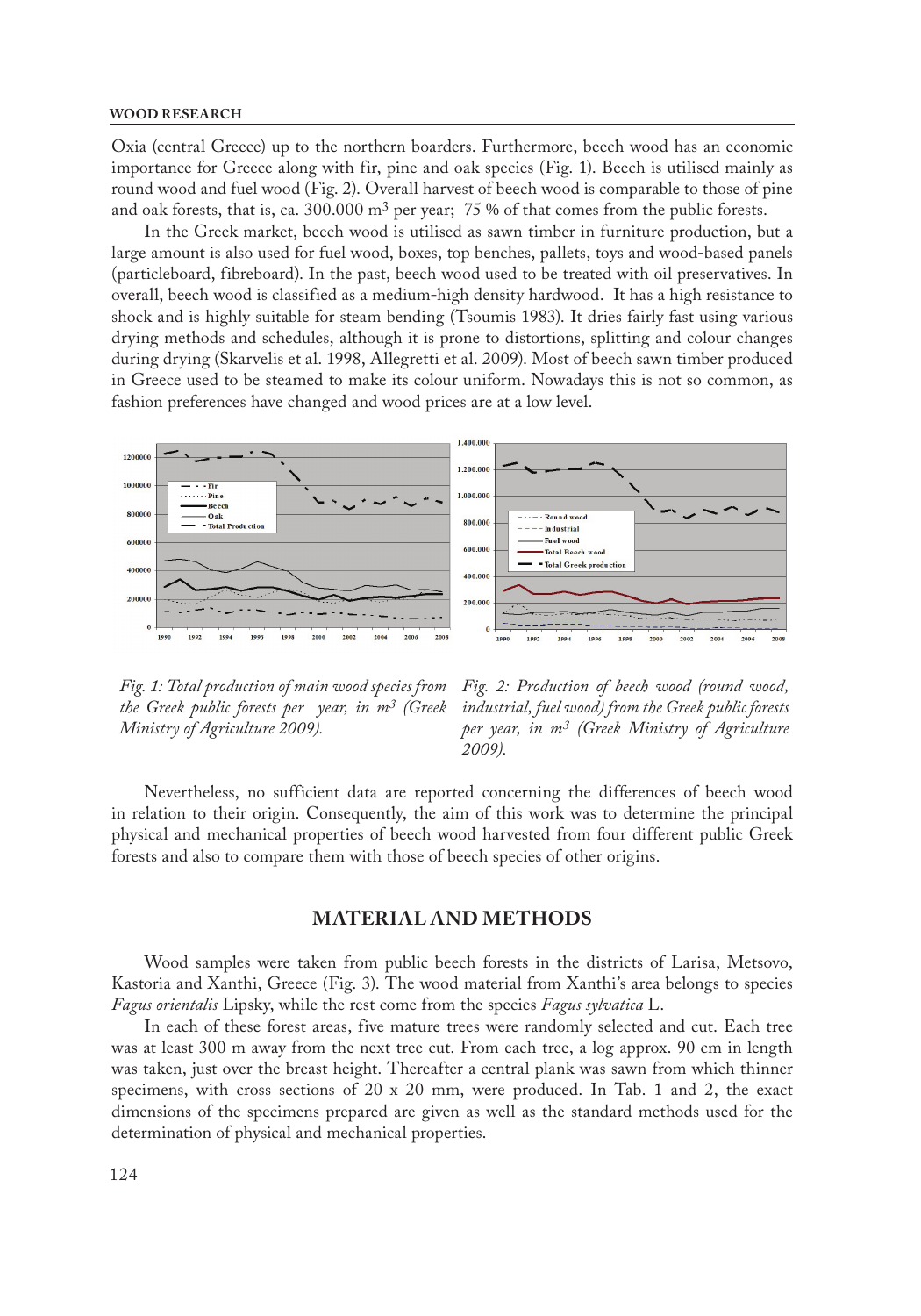Oxia (central Greece) up to the northern boarders. Furthermore, beech wood has an economic importance for Greece along with fir, pine and oak species (Fig. 1). Beech is utilised mainly as round wood and fuel wood (Fig. 2). Overall harvest of beech wood is comparable to those of pine and oak forests, that is, ca. 300.000 m$^3$ per year; 75 % of that comes from the public forests.

In the Greek market, beech wood is utilised as sawn timber in furniture production, but a large amount is also used for fuel wood, boxes, top benches, pallets, toys and wood-based panels (particleboard, fibreboard). In the past, beech wood used to be treated with oil preservatives. In overall, beech wood is classified as a medium-high density hardwood. It has a high resistance to shock and is highly suitable for steam bending (Tsoumis 1983). It dries fairly fast using various drying methods and schedules, although it is prone to distortions, splitting and colour changes during drying (Skarvelis et al. 1998, Allegretti et al. 2009). Most of beech sawn timber produced in Greece used to be steamed to make its colour uniform. Nowadays this is not so common, as fashion preferences have changed and wood prices are at a low level.

*Fig. 1: Total production of main wood species from the Greek public forests per year, in m$^3$ (Greek Ministry of Agriculture 2009).*

*Fig. 2: Production of beech wood (round wood, industrial, fuel wood) from the Greek public forests per year, in m$^3$ (Greek Ministry of Agriculture 2009).*

Nevertheless, no sufficient data are reported concerning the differences of beech wood in relation to their origin. Consequently, the aim of this work was to determine the principal physical and mechanical properties of beech wood harvested from four different public Greek forests and also to compare them with those of beech species of other origins.

## MATERIAL AND METHODS

Wood samples were taken from public beech forests in the districts of Larisa, Metsovo, Kastoria and Xanthi, Greece (Fig. 3). The wood material from Xanthi's area belongs to species *Fagus orientalis* Lipsky, while the rest come from the species *Fagus sylvatica* L.

In each of these forest areas, five mature trees were randomly selected and cut. Each tree was at least 300 m away from the next tree cut. From each tree, a log approx. 90 cm in length was taken, just over the breast height. Thereafter a central plank was sawn from which thinner specimens, with cross sections of 20 x 20 mm, were produced. In Tab. 1 and 2, the exact dimensions of the specimens prepared are given as well as the standard methods used for the determination of physical and mechanical properties.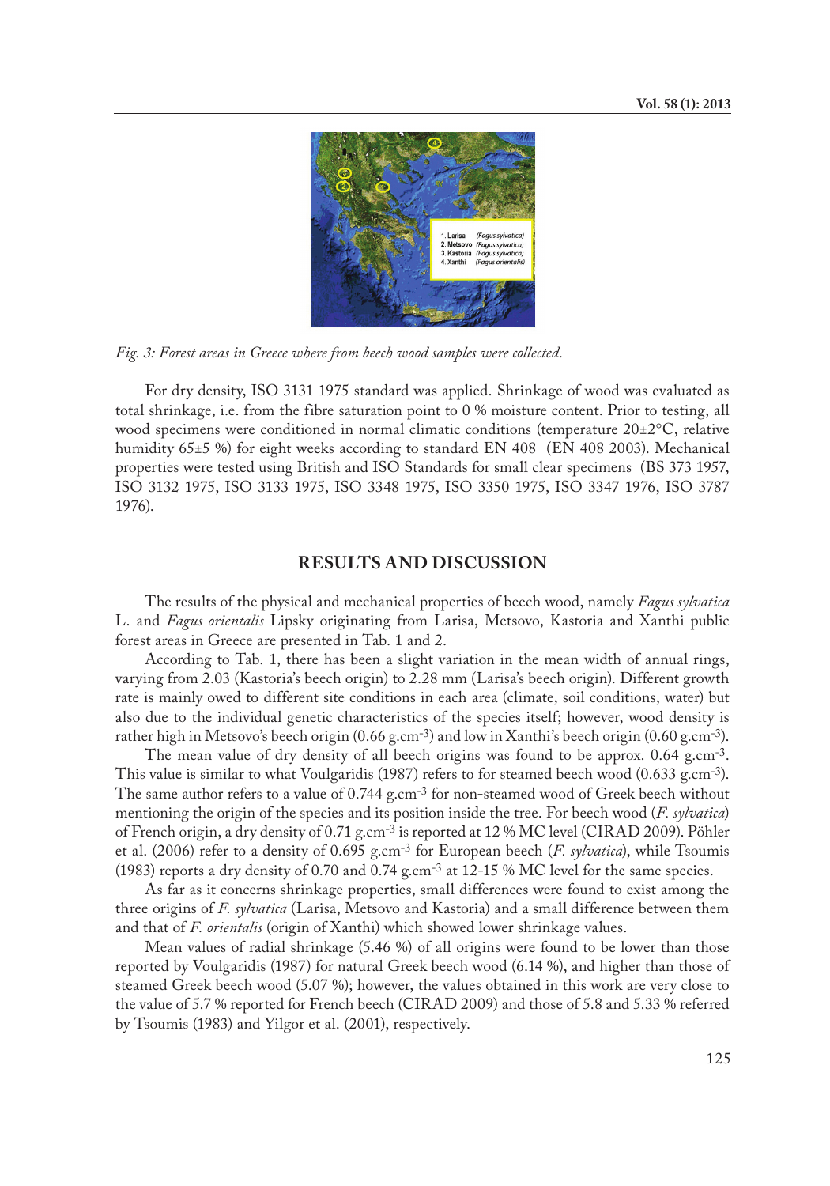Fig. 3: Forest areas in Greece where from beech wood samples were collected.

For dry density, ISO 3131 1975 standard was applied. Shrinkage of wood was evaluated as total shrinkage, i.e. from the fibre saturation point to 0 % moisture content. Prior to testing, all wood specimens were conditioned in normal climatic conditions (temperature 20±2°C, relative humidity 65±5 %) for eight weeks according to standard EN 408 (EN 408 2003). Mechanical properties were tested using British and ISO Standards for small clear specimens (BS 373 1957, ISO 3132 1975, ISO 3133 1975, ISO 3348 1975, ISO 3350 1975, ISO 3347 1976, ISO 3787 1976).

## RESULTS AND DISCUSSION

The results of the physical and mechanical properties of beech wood, namely *Fagus sylvatica* L. and *Fagus orientalis* Lipsky originating from Larisa, Metsovo, Kastoria and Xanthi public forest areas in Greece are presented in Tab. 1 and 2.

According to Tab. 1, there has been a slight variation in the mean width of annual rings, varying from 2.03 (Kastoria's beech origin) to 2.28 mm (Larisa's beech origin). Different growth rate is mainly owed to different site conditions in each area (climate, soil conditions, water) but also due to the individual genetic characteristics of the species itself; however, wood density is rather high in Metsovo's beech origin (0.66 g.cm$^{-3}$) and low in Xanthi's beech origin (0.60 g.cm$^{-3}$).

The mean value of dry density of all beech origins was found to be approx. 0.64 g.cm$^{-3}$. This value is similar to what Voulgaridis (1987) refers to for steamed beech wood (0.633 g.cm$^{-3}$). The same author refers to a value of 0.744 g.cm$^{-3}$ for non-steamed wood of Greek beech without mentioning the origin of the species and its position inside the tree. For beech wood (*F. sylvatica*) of French origin, a dry density of 0.71 g.cm$^{-3}$ is reported at 12 % MC level (CIRAD 2009). Pöhler et al. (2006) refer to a density of 0.695 g.cm$^{-3}$ for European beech (*F. sylvatica*), while Tsoumis (1983) reports a dry density of 0.70 and 0.74 g.cm$^{-3}$ at 12-15 % MC level for the same species.

As far as it concerns shrinkage properties, small differences were found to exist among the three origins of *F. sylvatica* (Larisa, Metsovo and Kastoria) and a small difference between them and that of *F. orientalis* (origin of Xanthi) which showed lower shrinkage values.

Mean values of radial shrinkage (5.46 %) of all origins were found to be lower than those reported by Voulgaridis (1987) for natural Greek beech wood (6.14 %), and higher than those of steamed Greek beech wood (5.07 %); however, the values obtained in this work are very close to the value of 5.7 % reported for French beech (CIRAD 2009) and those of 5.8 and 5.33 % referred by Tsoumis (1983) and Yilgor et al. (2001), respectively.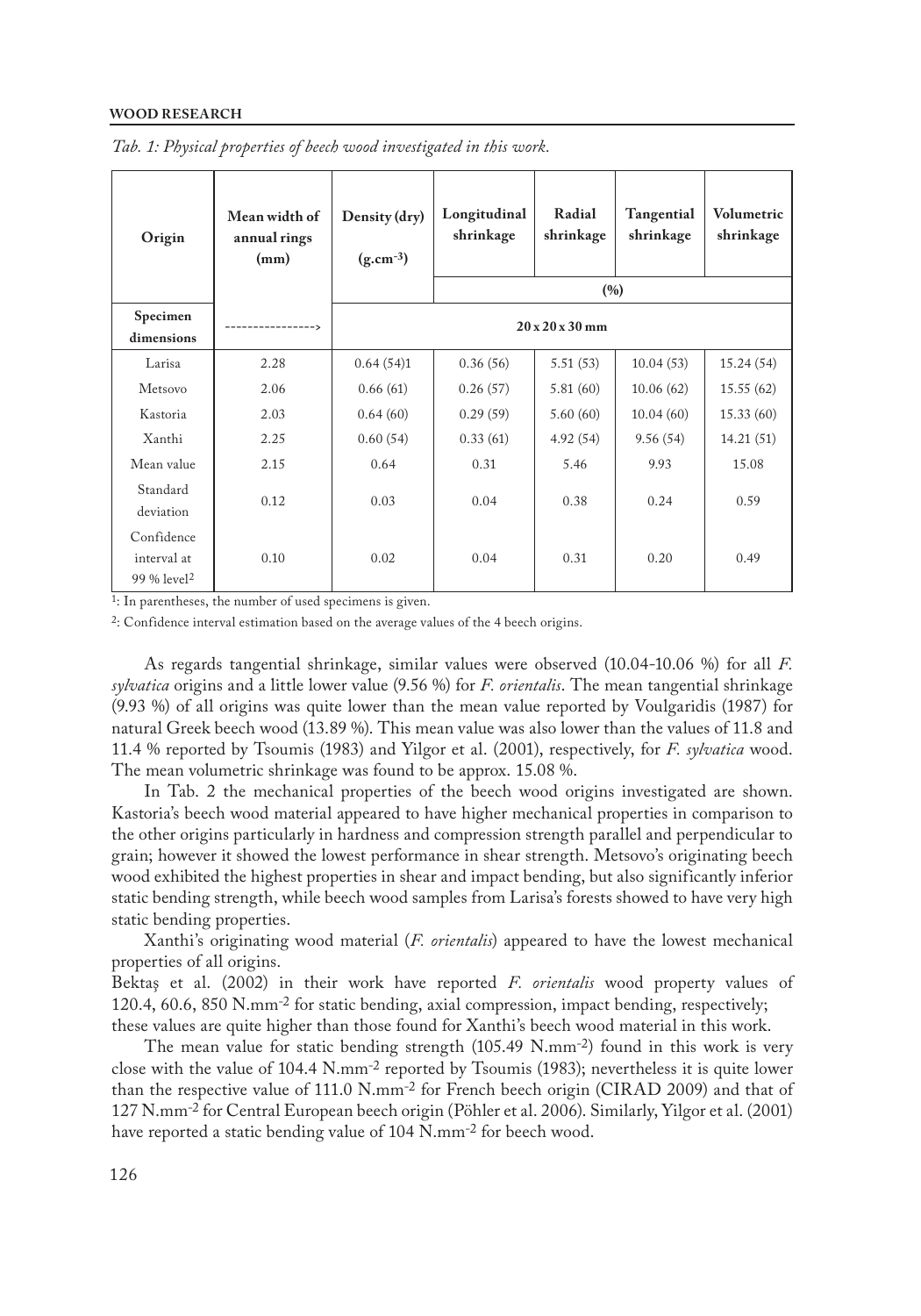*Tab. 1: Physical properties of beech wood investigated in this work.*

| Origin | Mean width of annual rings (mm) | Density (dry) ($g.cm^{-3}$) | Longitudinal shrinkage | Radial shrinkage | Tangential shrinkage | Volumetric shrinkage |
|---|---|---|---|---|---|---|
| | | | (%) | | | |
| Specimen dimensions | ----------------> | 20 x 20 x 30 mm | | | | |
| Larisa | 2.28 | 0.64 (54)[1] | 0.36 (56) | 5.51 (53) | 10.04 (53) | 15.24 (54) |
| Metsovo | 2.06 | 0.66 (61) | 0.26 (57) | 5.81 (60) | 10.06 (62) | 15.55 (62) |
| Kastoria | 2.03 | 0.64 (60) | 0.29 (59) | 5.60 (60) | 10.04 (60) | 15.33 (60) |
| Xanthi | 2.25 | 0.60 (54) | 0.33 (61) | 4.92 (54) | 9.56 (54) | 14.21 (51) |
| Mean value | 2.15 | 0.64 | 0.31 | 5.46 | 9.93 | 15.08 |
| Standard deviation | 0.12 | 0.03 | 0.04 | 0.38 | 0.24 | 0.59 |
| Confidence interval at 99 % level[2] | 0.10 | 0.02 | 0.04 | 0.31 | 0.20 | 0.49 |

[1]: In parentheses, the number of used specimens is given.

[2]: Confidence interval estimation based on the average values of the 4 beech origins.

As regards tangential shrinkage, similar values were observed (10.04-10.06 %) for all *F. sylvatica* origins and a little lower value (9.56 %) for *F. orientalis*. The mean tangential shrinkage (9.93 %) of all origins was quite lower than the mean value reported by Voulgaridis (1987) for natural Greek beech wood (13.89 %). This mean value was also lower than the values of 11.8 and 11.4 % reported by Tsoumis (1983) and Yilgor et al. (2001), respectively, for *F. sylvatica* wood. The mean volumetric shrinkage was found to be approx. 15.08 %.

In Tab. 2 the mechanical properties of the beech wood origins investigated are shown. Kastoria's beech wood material appeared to have higher mechanical properties in comparison to the other origins particularly in hardness and compression strength parallel and perpendicular to grain; however it showed the lowest performance in shear strength. Metsovo's originating beech wood exhibited the highest properties in shear and impact bending, but also significantly inferior static bending strength, while beech wood samples from Larisa's forests showed to have very high static bending properties.

Xanthi's originating wood material (*F. orientalis*) appeared to have the lowest mechanical properties of all origins.

Bektaş et al. (2002) in their work have reported *F. orientalis* wood property values of 120.4, 60.6, 850 $N.mm^{-2}$ for static bending, axial compression, impact bending, respectively; these values are quite higher than those found for Xanthi's beech wood material in this work.

The mean value for static bending strength (105.49 $N.mm^{-2}$) found in this work is very close with the value of 104.4 $N.mm^{-2}$ reported by Tsoumis (1983); nevertheless it is quite lower than the respective value of 111.0 $N.mm^{-2}$ for French beech origin (CIRAD 2009) and that of 127 $N.mm^{-2}$ for Central European beech origin (Pöhler et al. 2006). Similarly, Yilgor et al. (2001) have reported a static bending value of 104 $N.mm^{-2}$ for beech wood.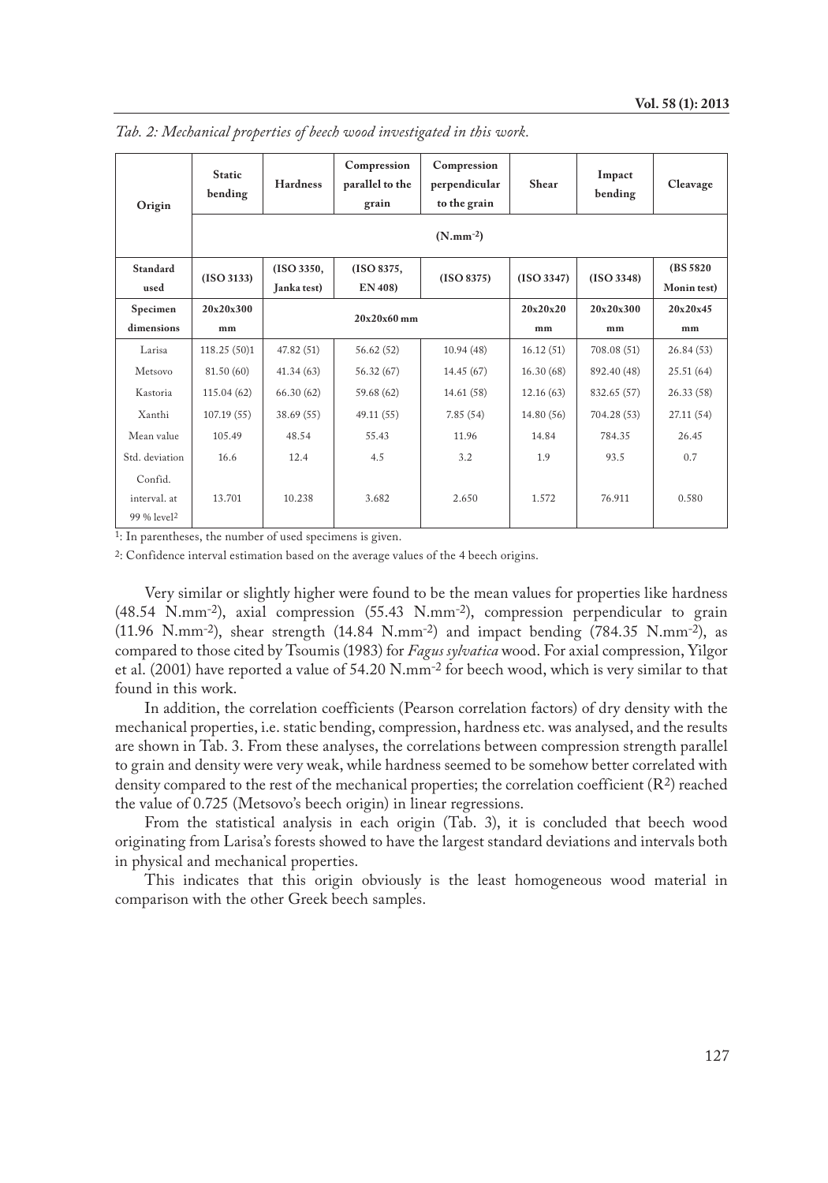*Tab. 2: Mechanical properties of beech wood investigated in this work.*

| Origin | Static bending | Hardness | Compression parallel to the grain | Compression perpendicular to the grain | Shear | Impact bending | Cleavage |
|---|---|---|---|---|---|---|---|
| | (N.mm$^{-2}$) | | | | | | |
| Standard used | (ISO 3133) | (ISO 3350, Janka test) | (ISO 8375, EN 408) | (ISO 8375) | (ISO 3347) | (ISO 3348) | (BS 5820 Monin test) |
| Specimen dimensions | 20x20x300 mm | 20x20x60 mm | | | 20x20x20 mm | 20x20x300 mm | 20x20x45 mm |
| Larisa | 118.25 (50)[1] | 47.82 (51) | 56.62 (52) | 10.94 (48) | 16.12 (51) | 708.08 (51) | 26.84 (53) |
| Metsovo | 81.50 (60) | 41.34 (63) | 56.32 (67) | 14.45 (67) | 16.30 (68) | 892.40 (48) | 25.51 (64) |
| Kastoria | 115.04 (62) | 66.30 (62) | 59.68 (62) | 14.61 (58) | 12.16 (63) | 832.65 (57) | 26.33 (58) |
| Xanthi | 107.19 (55) | 38.69 (55) | 49.11 (55) | 7.85 (54) | 14.80 (56) | 704.28 (53) | 27.11 (54) |
| Mean value | 105.49 | 48.54 | 55.43 | 11.96 | 14.84 | 784.35 | 26.45 |
| Std. deviation | 16.6 | 12.4 | 4.5 | 3.2 | 1.9 | 93.5 | 0.7 |
| Confid. interval. at 99 % level[2] | 13.701 | 10.238 | 3.682 | 2.650 | 1.572 | 76.911 | 0.580 |

[1]: In parentheses, the number of used specimens is given.

[2]: Confidence interval estimation based on the average values of the 4 beech origins.

Very similar or slightly higher were found to be the mean values for properties like hardness (48.54 N.mm$^{-2}$), axial compression (55.43 N.mm$^{-2}$), compression perpendicular to grain (11.96 N.mm$^{-2}$), shear strength (14.84 N.mm$^{-2}$) and impact bending (784.35 N.mm$^{-2}$), as compared to those cited by Tsoumis (1983) for *Fagus sylvatica* wood. For axial compression, Yilgor et al. (2001) have reported a value of 54.20 N.mm$^{-2}$ for beech wood, which is very similar to that found in this work.

In addition, the correlation coefficients (Pearson correlation factors) of dry density with the mechanical properties, i.e. static bending, compression, hardness etc. was analysed, and the results are shown in Tab. 3. From these analyses, the correlations between compression strength parallel to grain and density were very weak, while hardness seemed to be somehow better correlated with density compared to the rest of the mechanical properties; the correlation coefficient ($R^2$) reached the value of 0.725 (Metsovo's beech origin) in linear regressions.

From the statistical analysis in each origin (Tab. 3), it is concluded that beech wood originating from Larisa's forests showed to have the largest standard deviations and intervals both in physical and mechanical properties.

This indicates that this origin obviously is the least homogeneous wood material in comparison with the other Greek beech samples.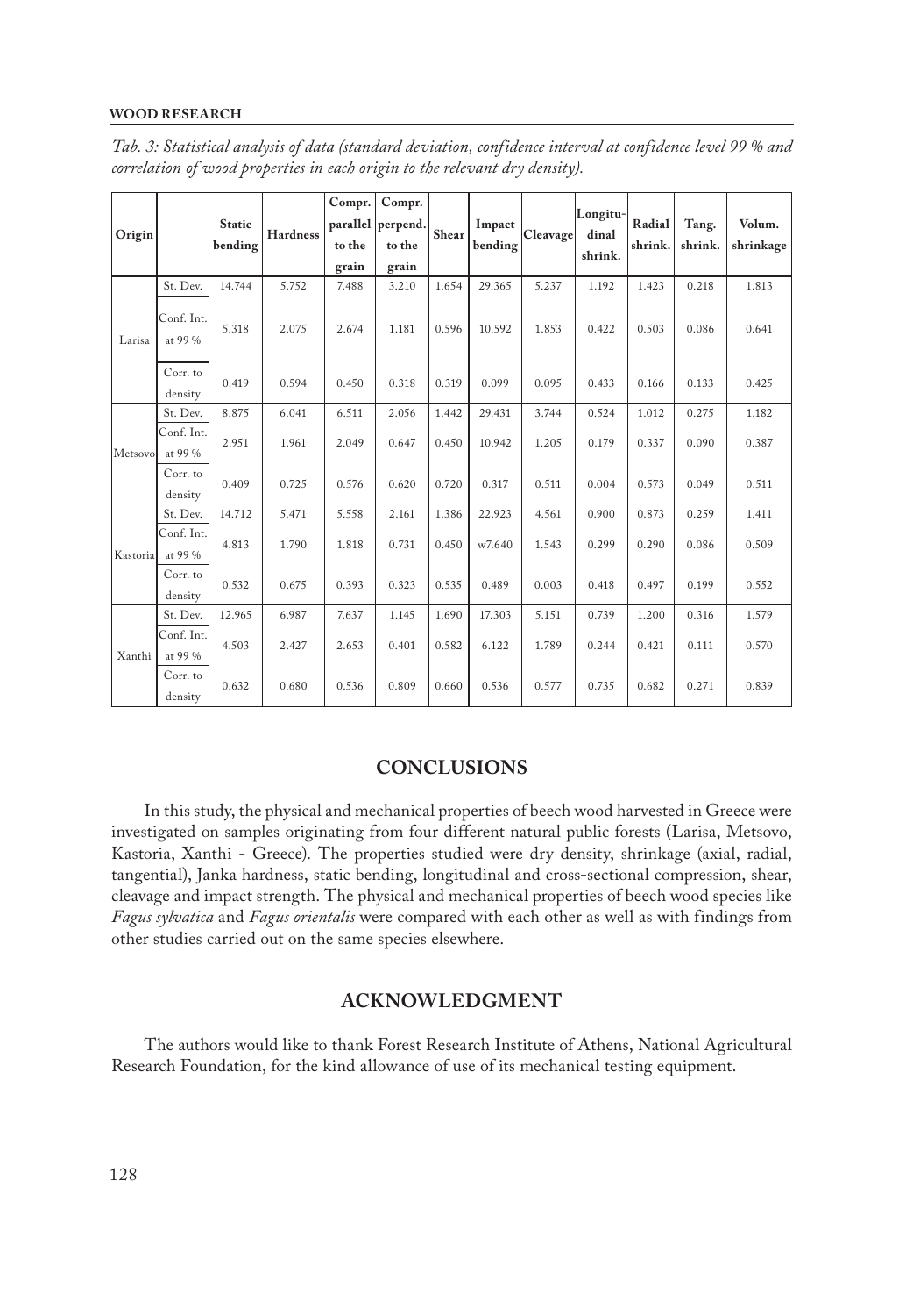*Tab. 3: Statistical analysis of data (standard deviation, confidence interval at confidence level 99 % and correlation of wood properties in each origin to the relevant dry density).*

| Origin | | Static bending | Hardness | Compr. parallel to the grain | Compr. perpend. to the grain | Shear | Impact bending | Cleavage | Longitudinal shrink. | Radial shrink. | Tang. shrink. | Volum. shrinkage |
|---|---|---|---|---|---|---|---|---|---|---|---|---|
| Larisa | St. Dev. | 14.744 | 5.752 | 7.488 | 3.210 | 1.654 | 29.365 | 5.237 | 1.192 | 1.423 | 0.218 | 1.813 |
| | Conf. Int. at 99 % | 5.318 | 2.075 | 2.674 | 1.181 | 0.596 | 10.592 | 1.853 | 0.422 | 0.503 | 0.086 | 0.641 |
| | Corr. to density | 0.419 | 0.594 | 0.450 | 0.318 | 0.319 | 0.099 | 0.095 | 0.433 | 0.166 | 0.133 | 0.425 |
| Metsovo | St. Dev. | 8.875 | 6.041 | 6.511 | 2.056 | 1.442 | 29.431 | 3.744 | 0.524 | 1.012 | 0.275 | 1.182 |
| | Conf. Int. at 99 % | 2.951 | 1.961 | 2.049 | 0.647 | 0.450 | 10.942 | 1.205 | 0.179 | 0.337 | 0.090 | 0.387 |
| | Corr. to density | 0.409 | 0.725 | 0.576 | 0.620 | 0.720 | 0.317 | 0.511 | 0.004 | 0.573 | 0.049 | 0.511 |
| Kastoria | St. Dev. | 14.712 | 5.471 | 5.558 | 2.161 | 1.386 | 22.923 | 4.561 | 0.900 | 0.873 | 0.259 | 1.411 |
| | Conf. Int. at 99 % | 4.813 | 1.790 | 1.818 | 0.731 | 0.450 | w7.640 | 1.543 | 0.299 | 0.290 | 0.086 | 0.509 |
| | Corr. to density | 0.532 | 0.675 | 0.393 | 0.323 | 0.535 | 0.489 | 0.003 | 0.418 | 0.497 | 0.199 | 0.552 |
| Xanthi | St. Dev. | 12.965 | 6.987 | 7.637 | 1.145 | 1.690 | 17.303 | 5.151 | 0.739 | 1.200 | 0.316 | 1.579 |
| | Conf. Int. at 99 % | 4.503 | 2.427 | 2.653 | 0.401 | 0.582 | 6.122 | 1.789 | 0.244 | 0.421 | 0.111 | 0.570 |
| | Corr. to density | 0.632 | 0.680 | 0.536 | 0.809 | 0.660 | 0.536 | 0.577 | 0.735 | 0.682 | 0.271 | 0.839 |

## CONCLUSIONS

In this study, the physical and mechanical properties of beech wood harvested in Greece were investigated on samples originating from four different natural public forests (Larisa, Metsovo, Kastoria, Xanthi - Greece). The properties studied were dry density, shrinkage (axial, radial, tangential), Janka hardness, static bending, longitudinal and cross-sectional compression, shear, cleavage and impact strength. The physical and mechanical properties of beech wood species like *Fagus sylvatica* and *Fagus orientalis* were compared with each other as well as with findings from other studies carried out on the same species elsewhere.

## ACKNOWLEDGMENT

The authors would like to thank Forest Research Institute of Athens, National Agricultural Research Foundation, for the kind allowance of use of its mechanical testing equipment.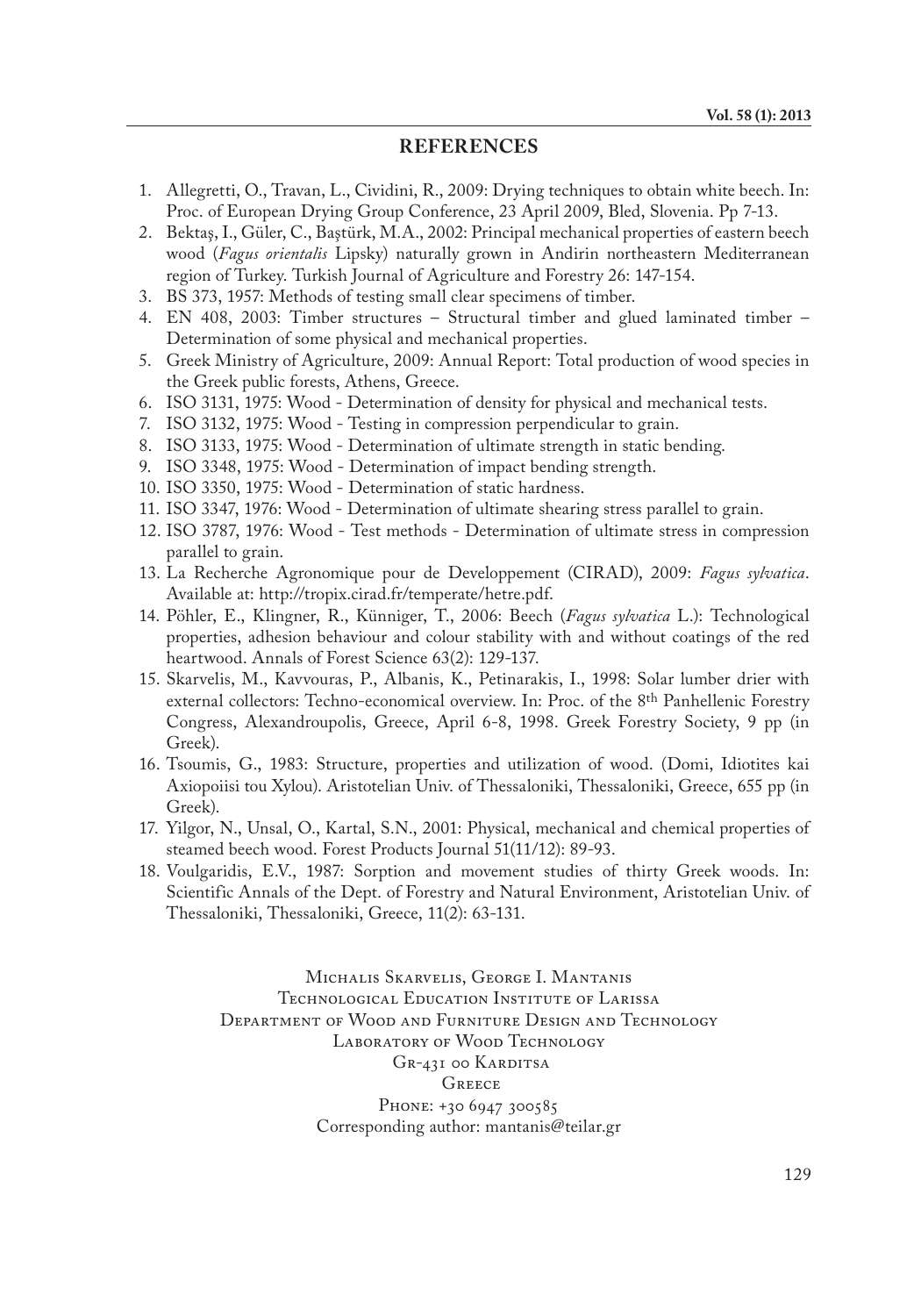## REFERENCES

1. Allegretti, O., Travan, L., Cividini, R., 2009: Drying techniques to obtain white beech. In: Proc. of European Drying Group Conference, 23 April 2009, Bled, Slovenia. Pp 7-13.
2. Bektaş, I., Güler, C., Baştürk, M.A., 2002: Principal mechanical properties of eastern beech wood (*Fagus orientalis* Lipsky) naturally grown in Andirin northeastern Mediterranean region of Turkey. Turkish Journal of Agriculture and Forestry 26: 147-154.
3. BS 373, 1957: Methods of testing small clear specimens of timber.
4. EN 408, 2003: Timber structures – Structural timber and glued laminated timber – Determination of some physical and mechanical properties.
5. Greek Ministry of Agriculture, 2009: Annual Report: Total production of wood species in the Greek public forests, Athens, Greece.
6. ISO 3131, 1975: Wood - Determination of density for physical and mechanical tests.
7. ISO 3132, 1975: Wood - Testing in compression perpendicular to grain.
8. ISO 3133, 1975: Wood - Determination of ultimate strength in static bending.
9. ISO 3348, 1975: Wood - Determination of impact bending strength.
10. ISO 3350, 1975: Wood - Determination of static hardness.
11. ISO 3347, 1976: Wood - Determination of ultimate shearing stress parallel to grain.
12. ISO 3787, 1976: Wood - Test methods - Determination of ultimate stress in compression parallel to grain.
13. La Recherche Agronomique pour de Developpement (CIRAD), 2009: *Fagus sylvatica*. Available at: http://tropix.cirad.fr/temperate/hetre.pdf.
14. Pöhler, E., Klingner, R., Künniger, T., 2006: Beech (*Fagus sylvatica* L.): Technological properties, adhesion behaviour and colour stability with and without coatings of the red heartwood. Annals of Forest Science 63(2): 129-137.
15. Skarvelis, M., Kavvouras, P., Albanis, K., Petinarakis, I., 1998: Solar lumber drier with external collectors: Techno-economical overview. In: Proc. of the 8th Panhellenic Forestry Congress, Alexandroupolis, Greece, April 6-8, 1998. Greek Forestry Society, 9 pp (in Greek).
16. Tsoumis, G., 1983: Structure, properties and utilization of wood. (Domi, Idiotites kai Axiopoiisi tou Xylou). Aristotelian Univ. of Thessaloniki, Thessaloniki, Greece, 655 pp (in Greek).
17. Yilgor, N., Unsal, O., Kartal, S.N., 2001: Physical, mechanical and chemical properties of steamed beech wood. Forest Products Journal 51(11/12): 89-93.
18. Voulgaridis, E.V., 1987: Sorption and movement studies of thirty Greek woods. In: Scientific Annals of the Dept. of Forestry and Natural Environment, Aristotelian Univ. of Thessaloniki, Thessaloniki, Greece, 11(2): 63-131.

Michalis Skarvelis, George I. Mantanis
Technological Education Institute of Larissa
Department of Wood and Furniture Design and Technology
Laboratory of Wood Technology
Gr-431 00 Karditsa
Greece
Phone: +30 6947 300585
Corresponding author: mantanis@teilar.gr